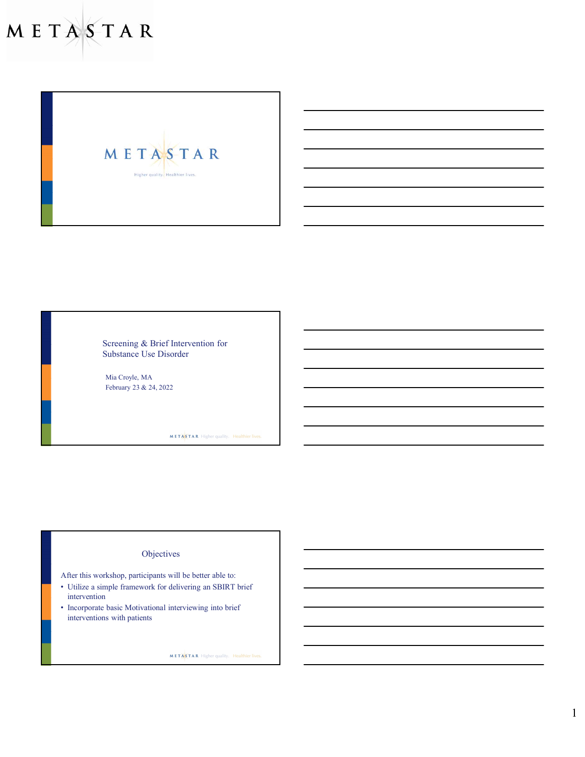METASTAR

METASTAR

Higher quality. Healthier lives.

# Screening & Brief Intervention for Substance Use Disorder

Mia Croyle, MA
February 23 & 24, 2022

## Objectives

After this workshop, participants will be better able to:

- Utilize a simple framework for delivering an SBIRT brief intervention
- Incorporate basic Motivational interviewing into brief interventions with patients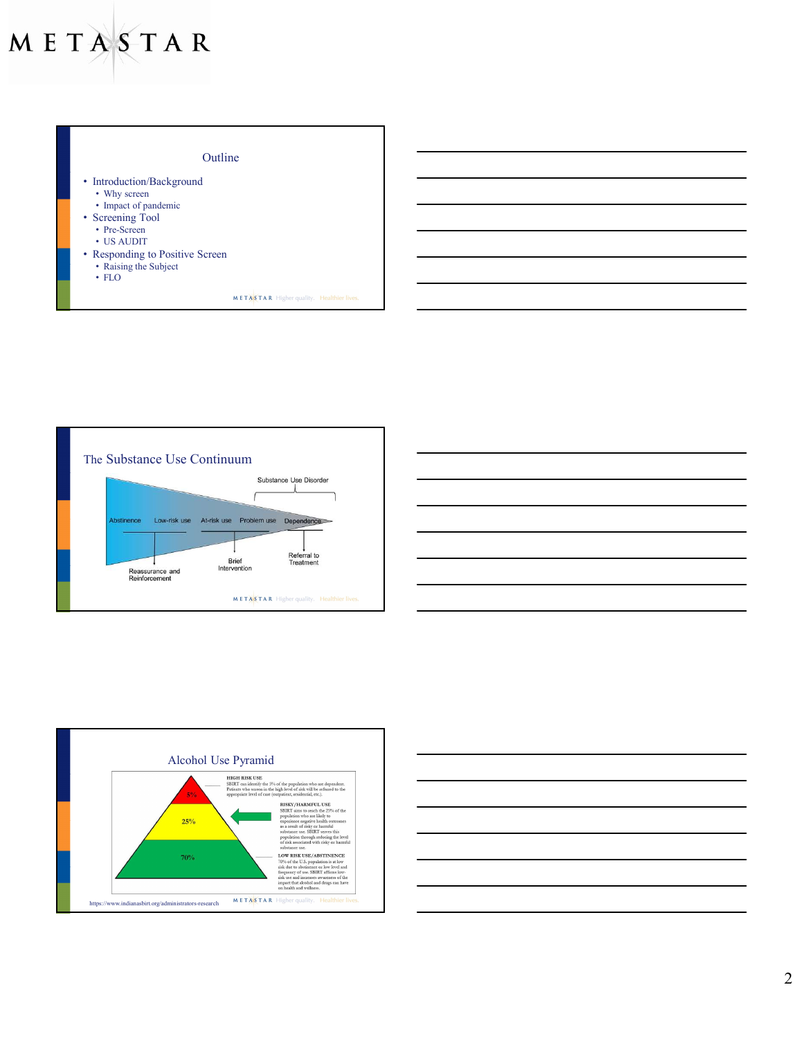## Outline

- Introduction/Background
  - Why screen
  - Impact of pandemic
- Screening Tool
  - Pre-Screen
  - US AUDIT
- Responding to Positive Screen
  - Raising the Subject
  - FLO

## The Substance Use Continuum

Substance Use Disorder

Abstinence | Low-risk use | At-risk use | Problem use | Dependence

Reassurance and Reinforcement

Brief Intervention

Referral to Treatment

## Alcohol Use Pyramid

5%

25%

70%

HIGH RISK USE
SBIRT can identify the 5% of the population who are dependent. Patients who screen in the high level of risk will be referred to the appropriate level of care (outpatient, residential, etc.).

RISKY/HARMFUL USE
SBIRT aims to reach the 25% of the population who are likely to experience negative health outcomes as a result of risky or harmful substance use. SBIRT serves this population through reducing the level of risk associated with risky or harmful substance use.

LOW RISK USE/ABSTINENCE
70% of the U.S. population is at low risk due to abstinence or low level and frequency of use. SBIRT affirms low-risk use and increases awareness of the impact that alcohol and drugs can have on health and wellness.

https://www.indianasbirt.org/administrators-research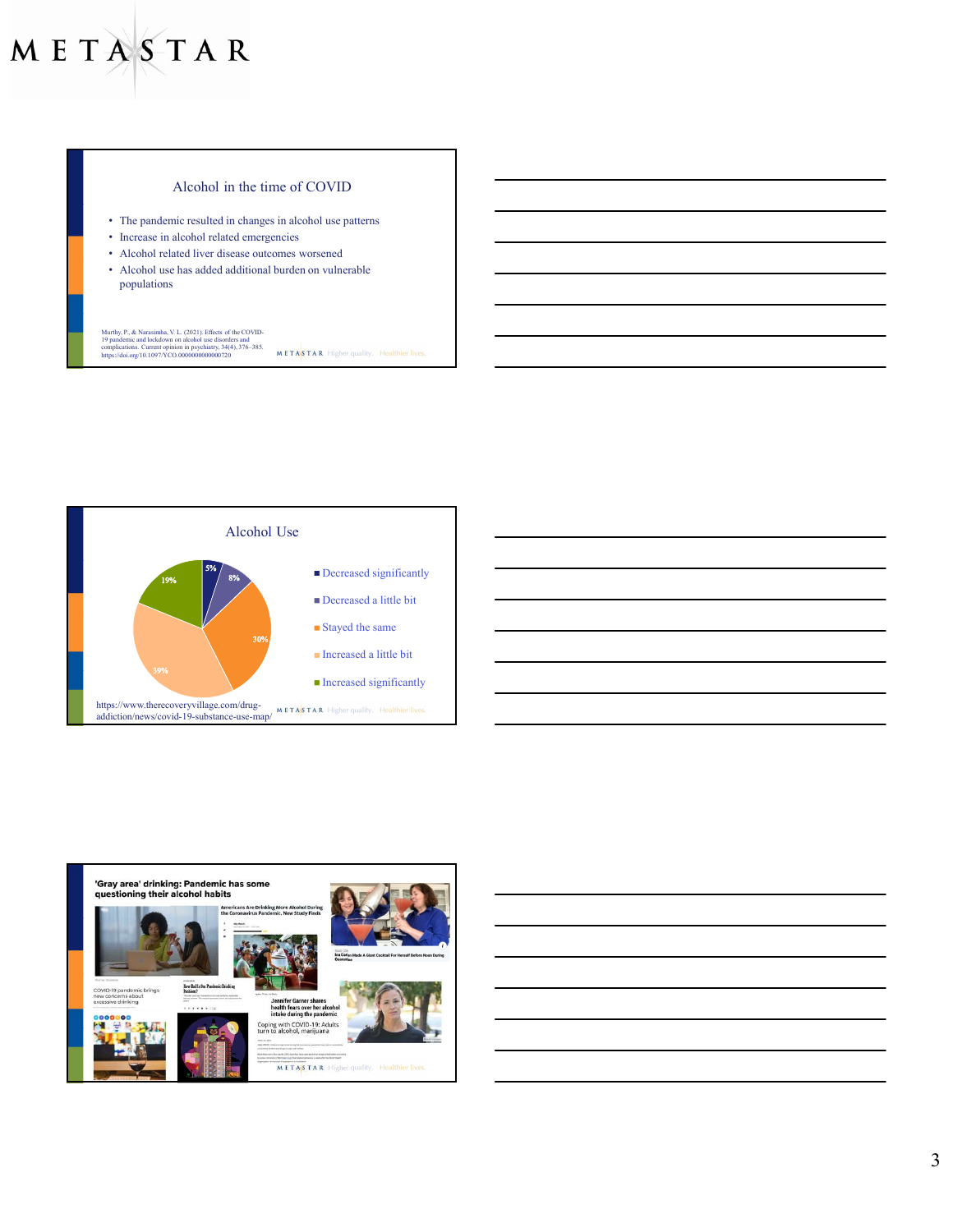## Alcohol in the time of COVID

- The pandemic resulted in changes in alcohol use patterns
- Increase in alcohol related emergencies
- Alcohol related liver disease outcomes worsened
- Alcohol use has added additional burden on vulnerable populations

Murthy, P., & Narasimha, V. L. (2021). Effects of the COVID-19 pandemic and lockdown on alcohol use disorders and complications. Current opinion in psychiatry, 34(4), 376–385. https://doi.org/10.1097/YCO.0000000000000720

## Alcohol Use

| Response | Percent |
|---|---|
| Decreased significantly | 5% |
| Decreased a little bit | 8% |
| Stayed the same | 30% |
| Increased a little bit | 39% |
| Increased significantly | 19% |

https://www.therecoveryvillage.com/drug-addiction/news/covid-19-substance-use-map/

'Gray area' drinking: Pandemic has some questioning their alcohol habits

Americans Are Drinking More Alcohol During the Coronavirus Pandemic, New Study Finds

COVID-19 pandemic brings new concerns about excessive drinking

How Bad Is the Pandemic Drinking Problem?

Jennifer Garner shares health fears over her alcohol intake during the pandemic

Coping with COVID-19: Adults turn to alcohol, marijuana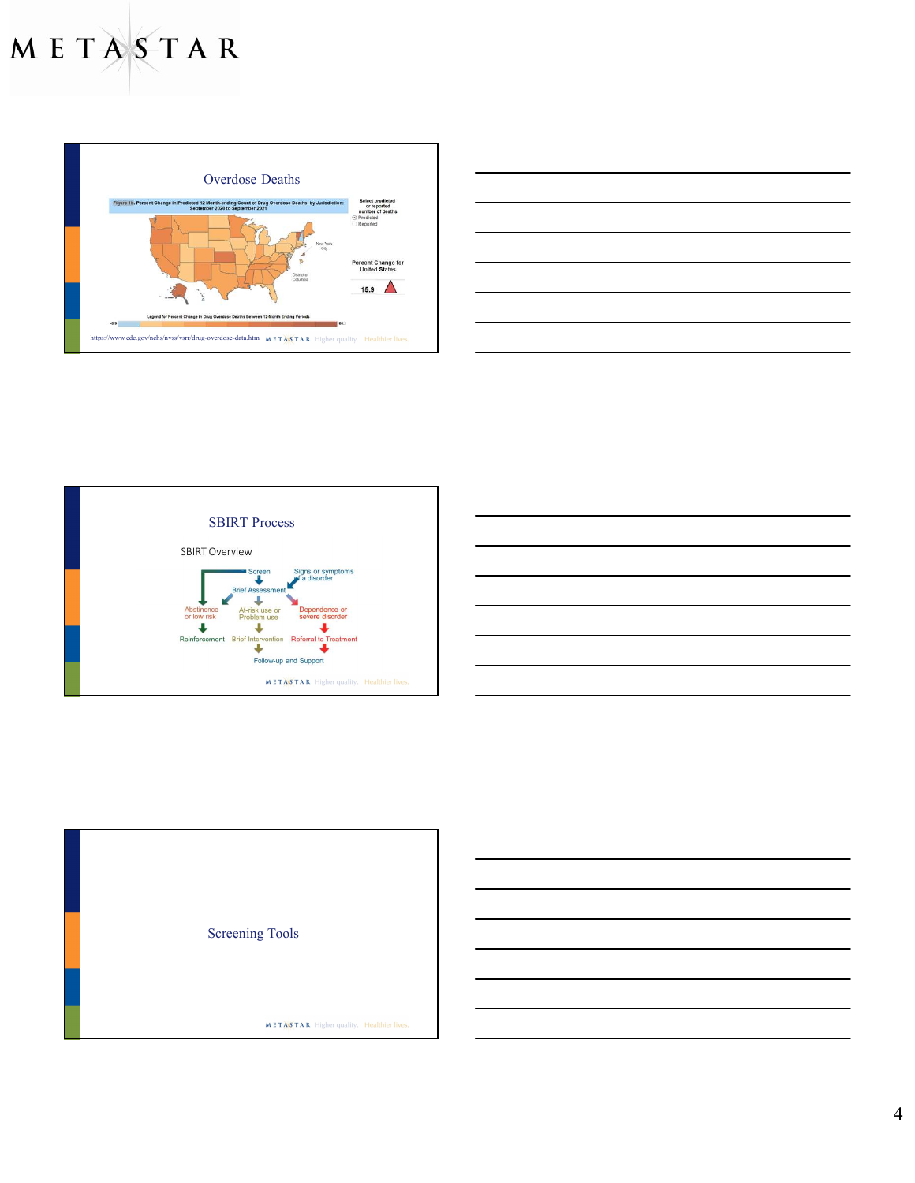## Overdose Deaths

Figure 1b. Percent Change in Predicted 12 Month-ending Count of Drug Overdose Deaths, by Jurisdiction: September 2020 to September 2021

Select predicted or reported number of deaths
- Predicted
- Reported

New York City

District of Columbia

Percent Change for United States

15.9

Legend for Percent Change in Drug Overdose Deaths Between 12-Month Ending Periods

-8.9 … 60.1

https://www.cdc.gov/nchs/nvss/vsrr/drug-overdose-data.htm

## SBIRT Process

SBIRT Overview

- Screen
- Signs or symptoms of a disorder
- Brief Assessment
- Abstinence or low risk → Reinforcement
- At-risk use or Problem use → Brief Intervention → Follow-up and Support
- Dependence or severe disorder → Referral to Treatment → Follow-up and Support

## Screening Tools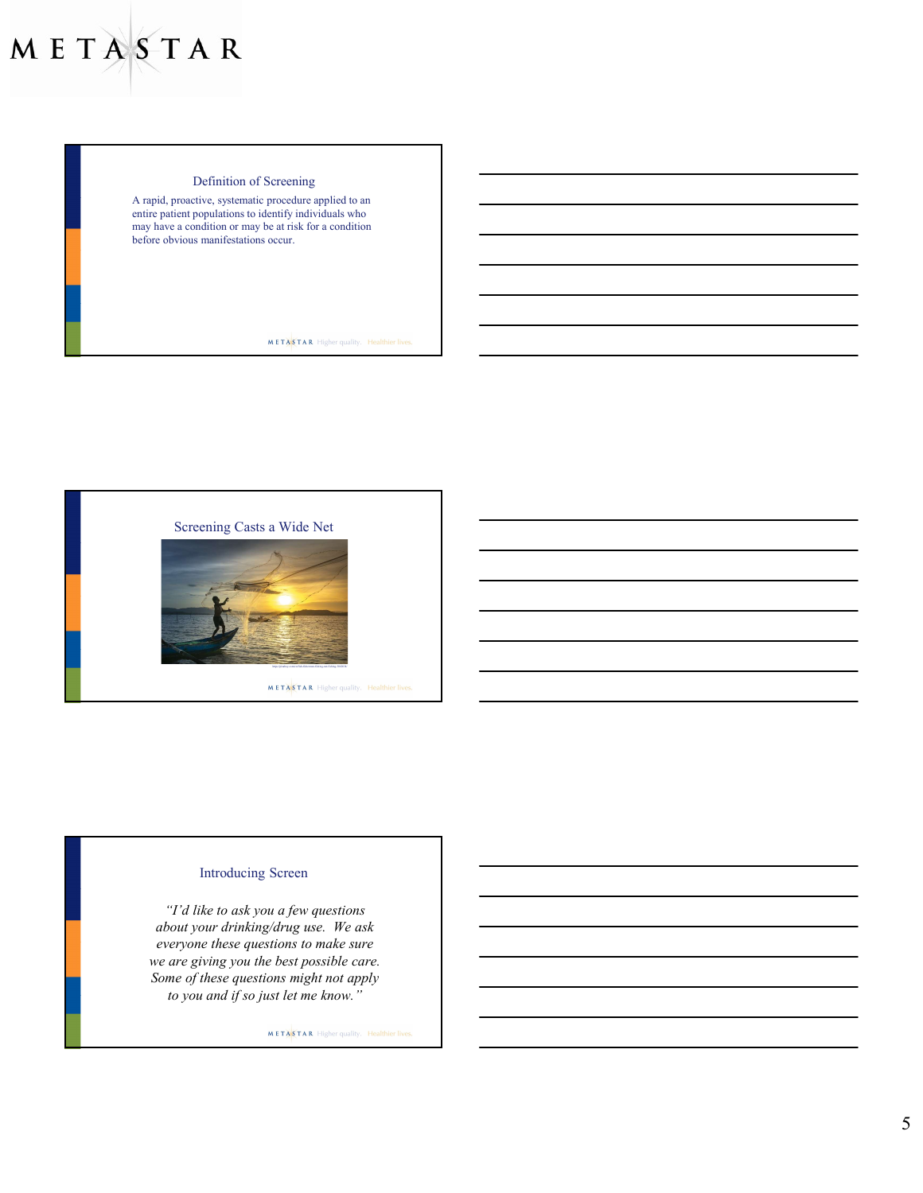## Definition of Screening

A rapid, proactive, systematic procedure applied to an entire patient populations to identify individuals who may have a condition or may be at risk for a condition before obvious manifestations occur.

## Screening Casts a Wide Net

## Introducing Screen

*"I'd like to ask you a few questions about your drinking/drug use. We ask everyone these questions to make sure we are giving you the best possible care. Some of these questions might not apply to you and if so just let me know."*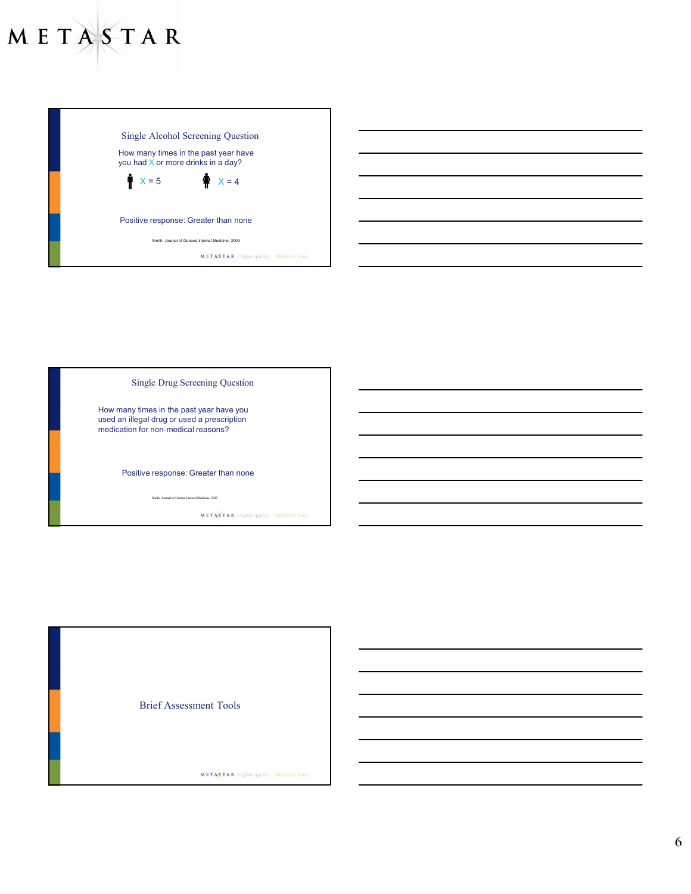## Single Alcohol Screening Question

How many times in the past year have you had X or more drinks in a day?

X = 5 &nbsp;&nbsp;&nbsp;&nbsp; X = 4

Positive response: Greater than none

Smith, Journal of General Internal Medicine, 2009

## Single Drug Screening Question

How many times in the past year have you used an illegal drug or used a prescription medication for non-medical reasons?

Positive response: Greater than none

Smith, Journal of General Internal Medicine, 2009

## Brief Assessment Tools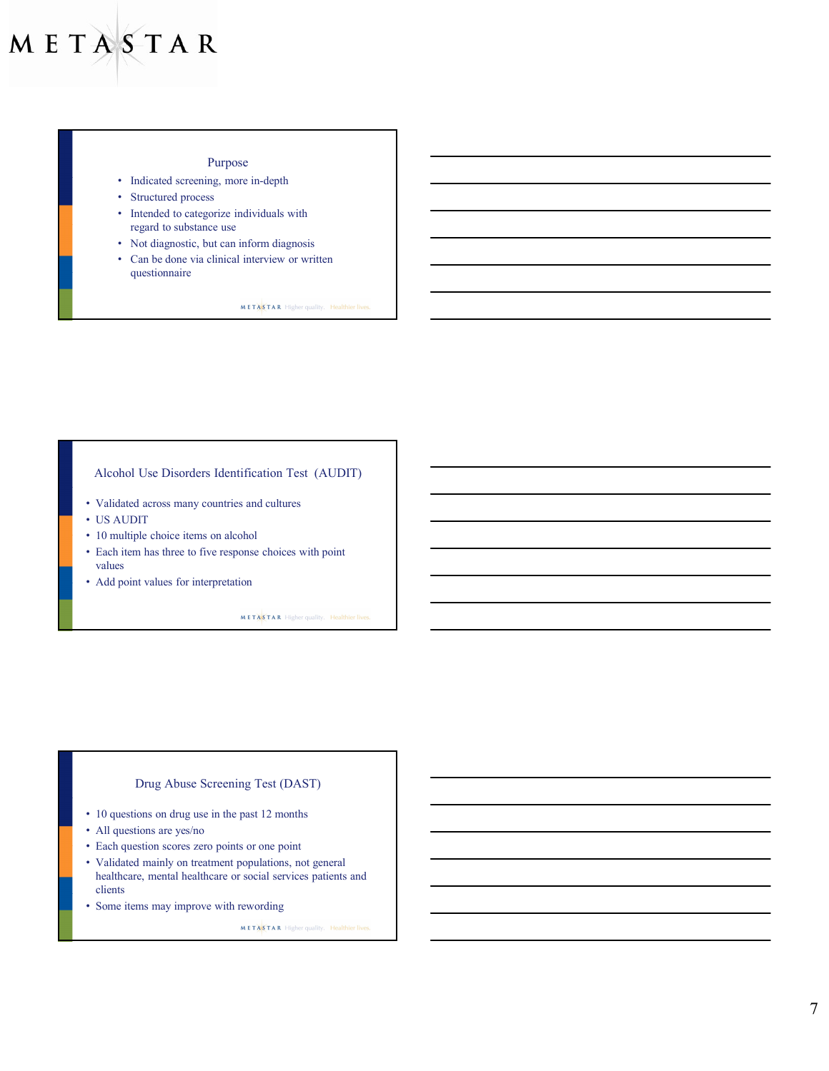## Purpose

- Indicated screening, more in-depth
- Structured process
- Intended to categorize individuals with regard to substance use
- Not diagnostic, but can inform diagnosis
- Can be done via clinical interview or written questionnaire

## Alcohol Use Disorders Identification Test (AUDIT)

- Validated across many countries and cultures
- US AUDIT
- 10 multiple choice items on alcohol
- Each item has three to five response choices with point values
- Add point values for interpretation

## Drug Abuse Screening Test (DAST)

- 10 questions on drug use in the past 12 months
- All questions are yes/no
- Each question scores zero points or one point
- Validated mainly on treatment populations, not general healthcare, mental healthcare or social services patients and clients
- Some items may improve with rewording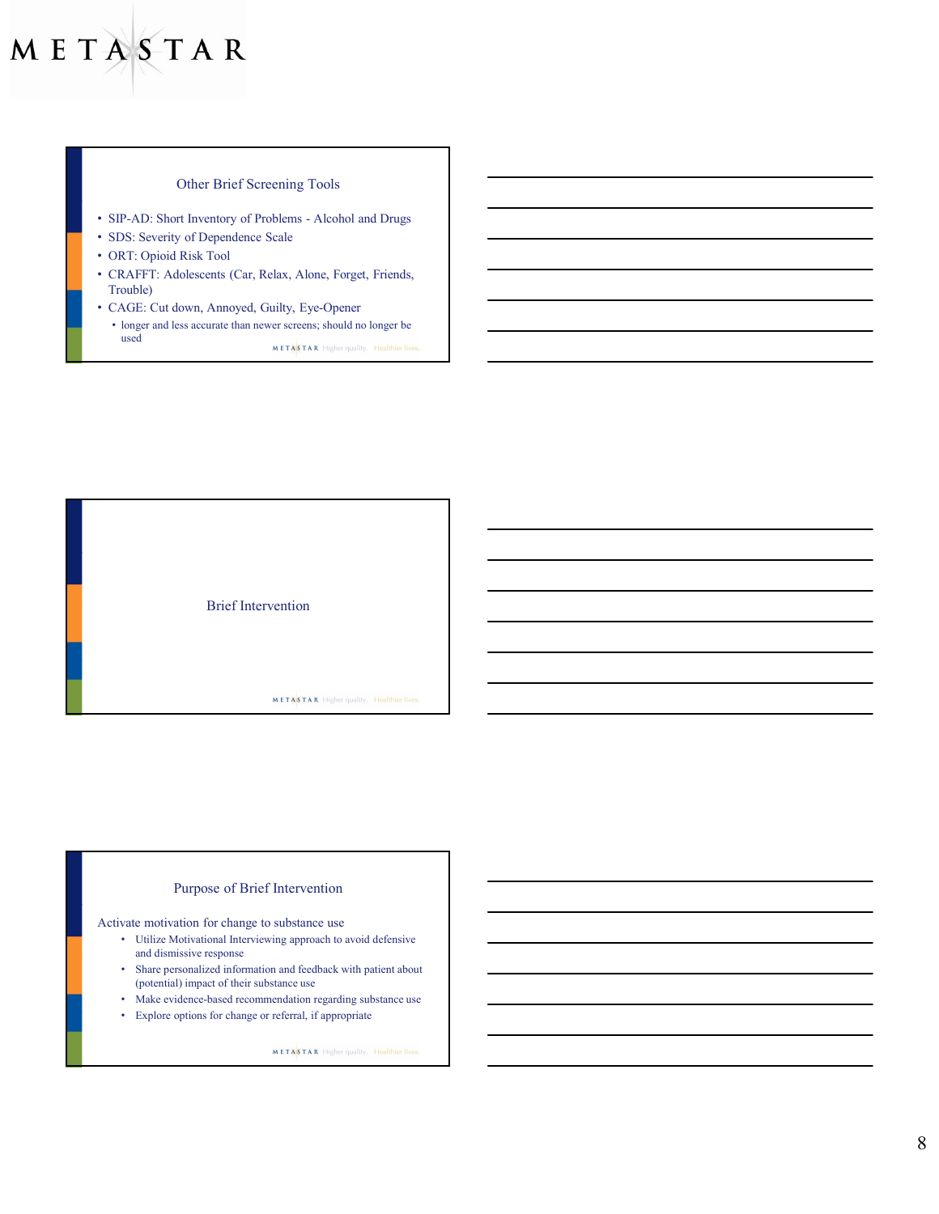## Other Brief Screening Tools

- SIP-AD: Short Inventory of Problems - Alcohol and Drugs
- SDS: Severity of Dependence Scale
- ORT: Opioid Risk Tool
- CRAFFT: Adolescents (Car, Relax, Alone, Forget, Friends, Trouble)
- CAGE: Cut down, Annoyed, Guilty, Eye-Opener
  - longer and less accurate than newer screens; should no longer be used

## Brief Intervention

## Purpose of Brief Intervention

Activate motivation for change to substance use

- Utilize Motivational Interviewing approach to avoid defensive and dismissive response
- Share personalized information and feedback with patient about (potential) impact of their substance use
- Make evidence-based recommendation regarding substance use
- Explore options for change or referral, if appropriate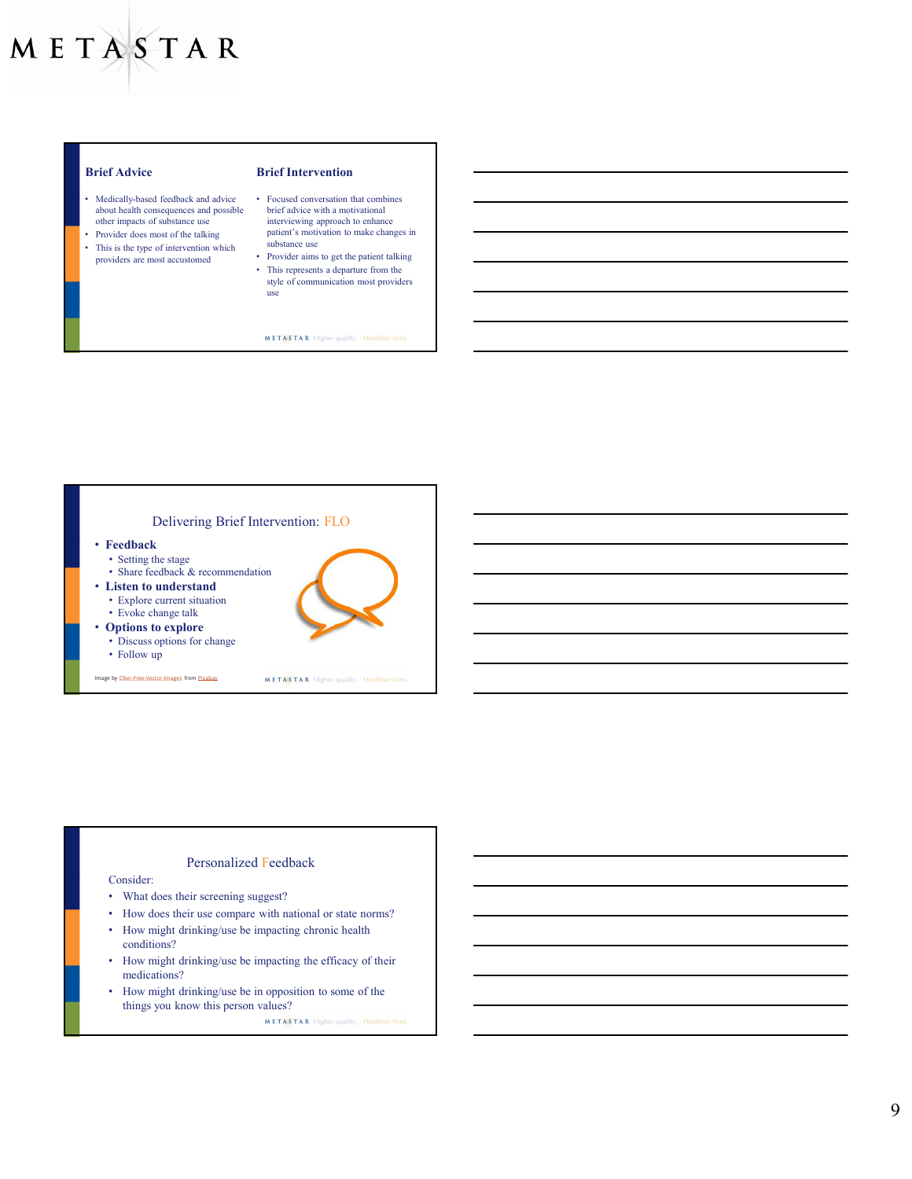## Brief Advice

- Medically-based feedback and advice about health consequences and possible other impacts of substance use
- Provider does most of the talking
- This is the type of intervention which providers are most accustomed

## Brief Intervention

- Focused conversation that combines brief advice with a motivational interviewing approach to enhance patient's motivation to make changes in substance use
- Provider aims to get the patient talking
- This represents a departure from the style of communication most providers use

## Delivering Brief Intervention: FLO

- **Feedback**
  - Setting the stage
  - Share feedback & recommendation
- **Listen to understand**
  - Explore current situation
  - Evoke change talk
- **Options to explore**
  - Discuss options for change
  - Follow up

Image by Clker-Free-Vector-Images from Pixabay

## Personalized Feedback

Consider:

- What does their screening suggest?
- How does their use compare with national or state norms?
- How might drinking/use be impacting chronic health conditions?
- How might drinking/use be impacting the efficacy of their medications?
- How might drinking/use be in opposition to some of the things you know this person values?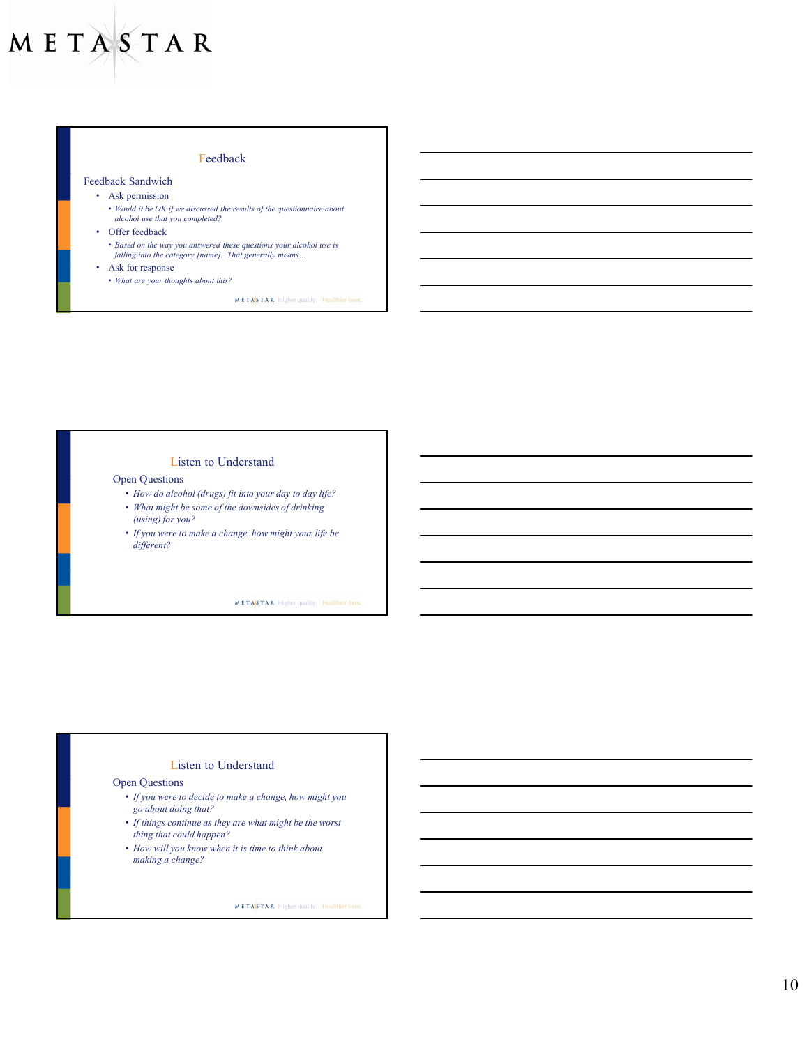## Feedback

Feedback Sandwich

- Ask permission
  - *Would it be OK if we discussed the results of the questionnaire about alcohol use that you completed?*
- Offer feedback
  - *Based on the way you answered these questions your alcohol use is falling into the category [name]. That generally means…*
- Ask for response
  - *What are your thoughts about this?*

## Listen to Understand

Open Questions

- *How do alcohol (drugs) fit into your day to day life?*
- *What might be some of the downsides of drinking (using) for you?*
- *If you were to make a change, how might your life be different?*

## Listen to Understand

Open Questions

- *If you were to decide to make a change, how might you go about doing that?*
- *If things continue as they are what might be the worst thing that could happen?*
- *How will you know when it is time to think about making a change?*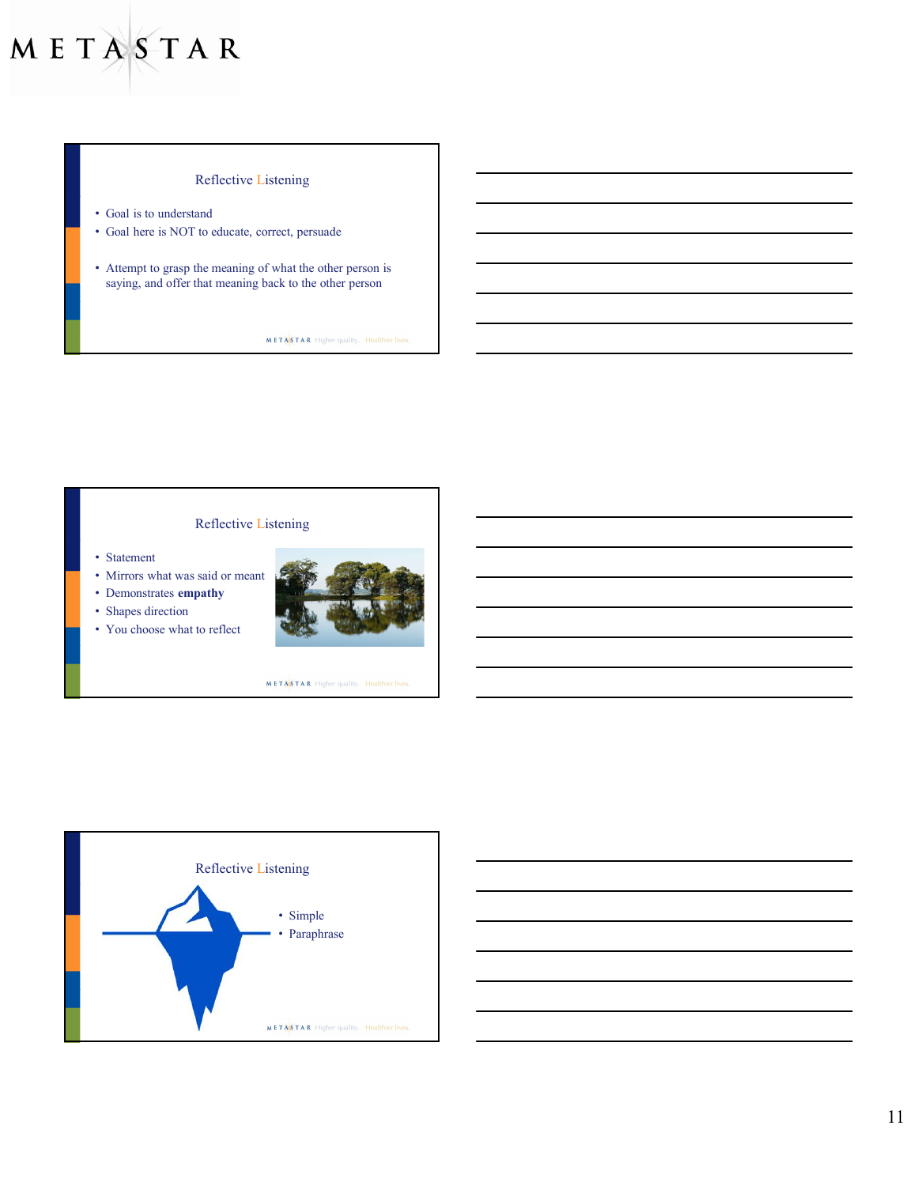## Reflective Listening

- Goal is to understand
- Goal here is NOT to educate, correct, persuade
- Attempt to grasp the meaning of what the other person is saying, and offer that meaning back to the other person

## Reflective Listening

- Statement
- Mirrors what was said or meant
- Demonstrates **empathy**
- Shapes direction
- You choose what to reflect

## Reflective Listening

- Simple
- Paraphrase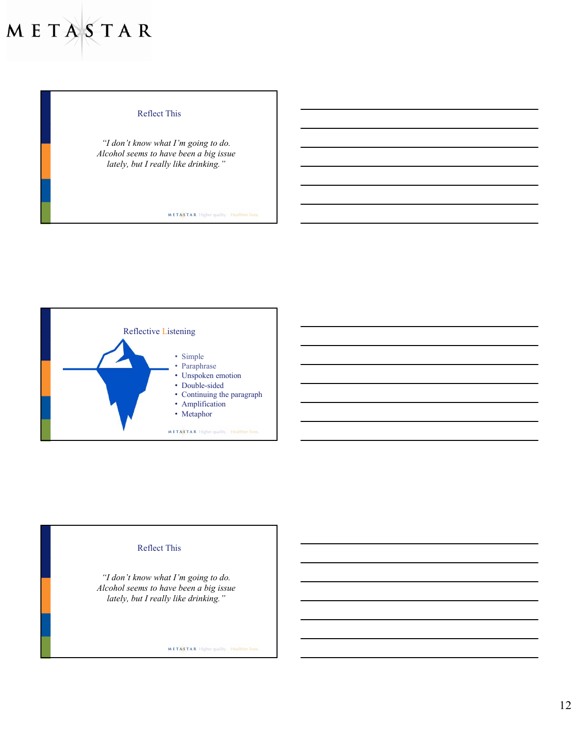## Reflect This

*"I don't know what I'm going to do. Alcohol seems to have been a big issue lately, but I really like drinking."*

## Reflective Listening

- Simple
- Paraphrase
- Unspoken emotion
- Double-sided
- Continuing the paragraph
- Amplification
- Metaphor

## Reflect This

*"I don't know what I'm going to do. Alcohol seems to have been a big issue lately, but I really like drinking."*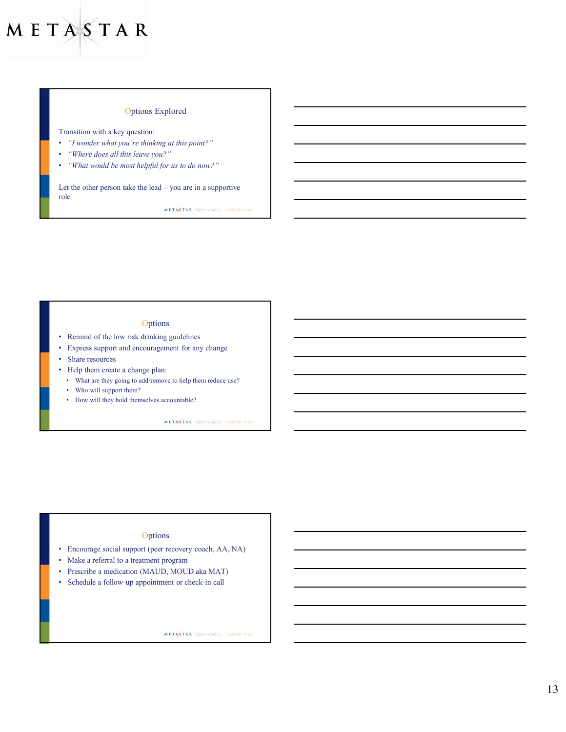## Options Explored

Transition with a key question:

- *"I wonder what you're thinking at this point?"*
- *"Where does all this leave you?"*
- *"What would be most helpful for us to do now?"*

Let the other person take the lead – you are in a supportive role

## Options

- Remind of the low risk drinking guidelines
- Express support and encouragement for any change
- Share resources
- Help them create a change plan:
  - What are they going to add/remove to help them reduce use?
  - Who will support them?
  - How will they hold themselves accountable?

## Options

- Encourage social support (peer recovery coach, AA, NA)
- Make a referral to a treatment program
- Prescribe a medication (MAUD, MOUD aka MAT)
- Schedule a follow-up appointment or check-in call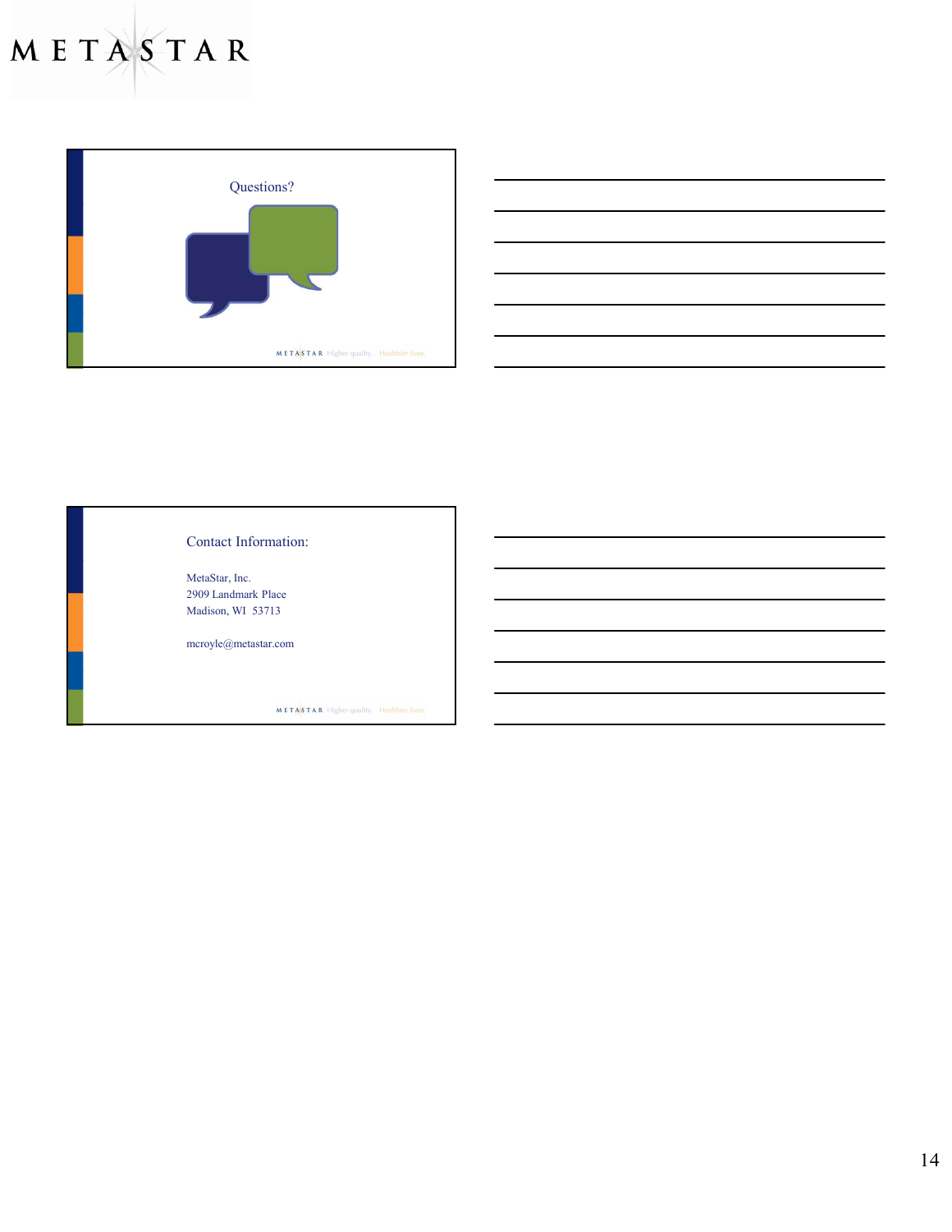Questions?

Contact Information:

MetaStar, Inc.
2909 Landmark Place
Madison, WI 53713

mcroyle@metastar.com